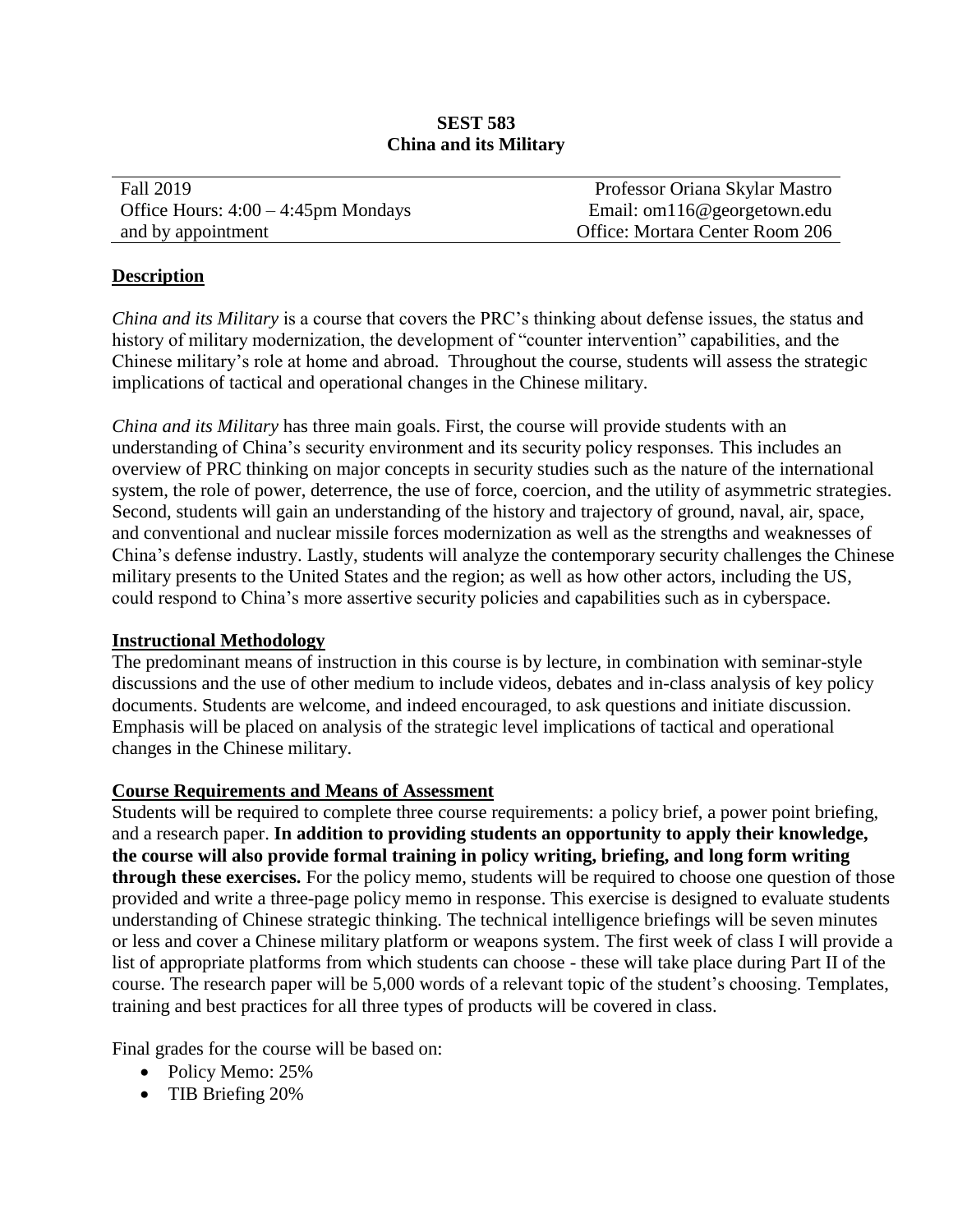**SEST 583**
**China and its Military**

| Fall 2019 | Professor Oriana Skylar Mastro |
|---|---|
| Office Hours: 4:00 – 4:45pm Mondays | Email: om116@georgetown.edu |
| and by appointment | Office: Mortara Center Room 206 |

## Description

*China and its Military* is a course that covers the PRC's thinking about defense issues, the status and history of military modernization, the development of "counter intervention" capabilities, and the Chinese military's role at home and abroad. Throughout the course, students will assess the strategic implications of tactical and operational changes in the Chinese military.

*China and its Military* has three main goals. First, the course will provide students with an understanding of China's security environment and its security policy responses. This includes an overview of PRC thinking on major concepts in security studies such as the nature of the international system, the role of power, deterrence, the use of force, coercion, and the utility of asymmetric strategies. Second, students will gain an understanding of the history and trajectory of ground, naval, air, space, and conventional and nuclear missile forces modernization as well as the strengths and weaknesses of China's defense industry. Lastly, students will analyze the contemporary security challenges the Chinese military presents to the United States and the region; as well as how other actors, including the US, could respond to China's more assertive security policies and capabilities such as in cyberspace.

## Instructional Methodology

The predominant means of instruction in this course is by lecture, in combination with seminar-style discussions and the use of other medium to include videos, debates and in-class analysis of key policy documents. Students are welcome, and indeed encouraged, to ask questions and initiate discussion. Emphasis will be placed on analysis of the strategic level implications of tactical and operational changes in the Chinese military.

## Course Requirements and Means of Assessment

Students will be required to complete three course requirements: a policy brief, a power point briefing, and a research paper. **In addition to providing students an opportunity to apply their knowledge, the course will also provide formal training in policy writing, briefing, and long form writing through these exercises.** For the policy memo, students will be required to choose one question of those provided and write a three-page policy memo in response. This exercise is designed to evaluate students understanding of Chinese strategic thinking. The technical intelligence briefings will be seven minutes or less and cover a Chinese military platform or weapons system. The first week of class I will provide a list of appropriate platforms from which students can choose - these will take place during Part II of the course. The research paper will be 5,000 words of a relevant topic of the student's choosing. Templates, training and best practices for all three types of products will be covered in class.

Final grades for the course will be based on:

- Policy Memo: 25%
- TIB Briefing 20%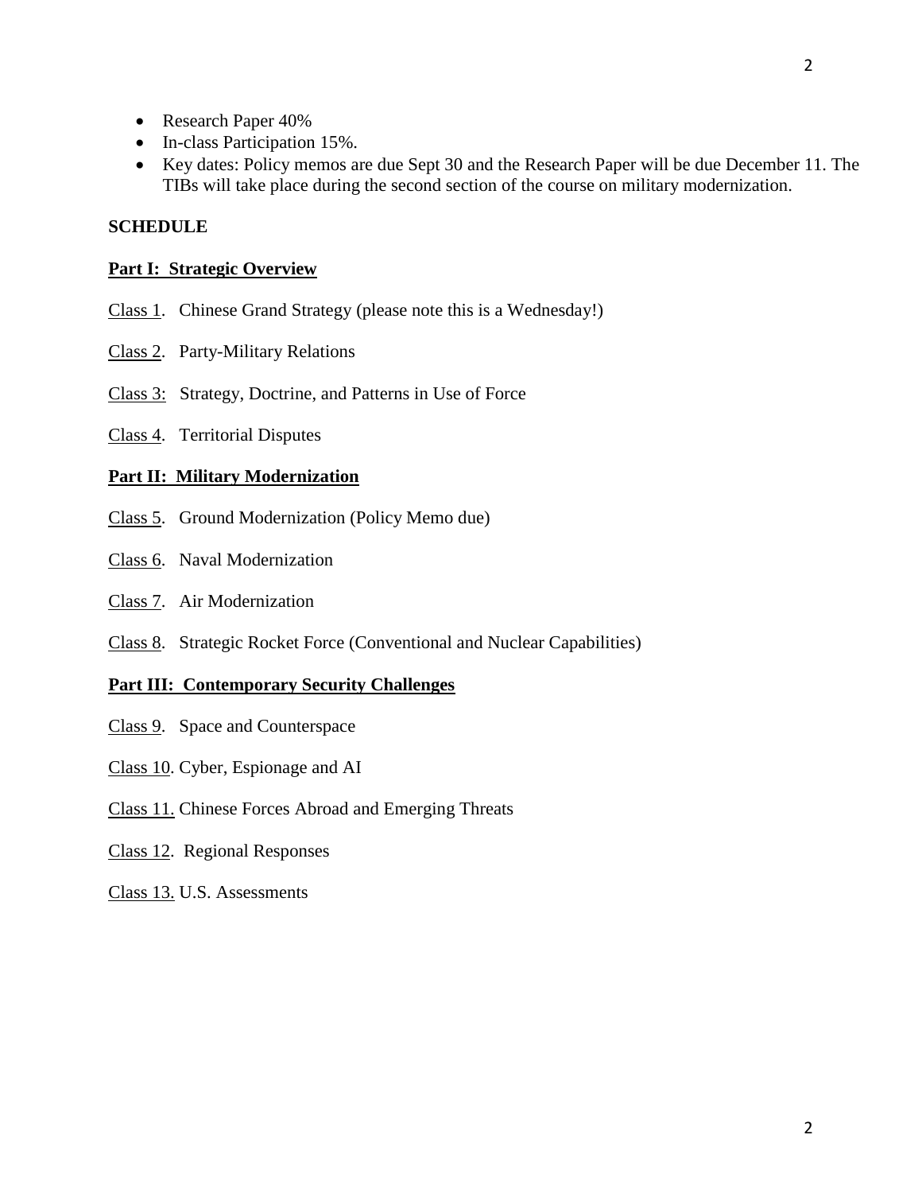- Research Paper 40%
- In-class Participation 15%.
- Key dates: Policy memos are due Sept 30 and the Research Paper will be due December 11. The TIBs will take place during the second section of the course on military modernization.

**SCHEDULE**

**Part I: Strategic Overview**

Class 1. Chinese Grand Strategy (please note this is a Wednesday!)

Class 2. Party-Military Relations

Class 3: Strategy, Doctrine, and Patterns in Use of Force

Class 4. Territorial Disputes

**Part II: Military Modernization**

Class 5. Ground Modernization (Policy Memo due)

Class 6. Naval Modernization

Class 7. Air Modernization

Class 8. Strategic Rocket Force (Conventional and Nuclear Capabilities)

**Part III: Contemporary Security Challenges**

Class 9. Space and Counterspace

Class 10. Cyber, Espionage and AI

Class 11. Chinese Forces Abroad and Emerging Threats

Class 12. Regional Responses

Class 13. U.S. Assessments